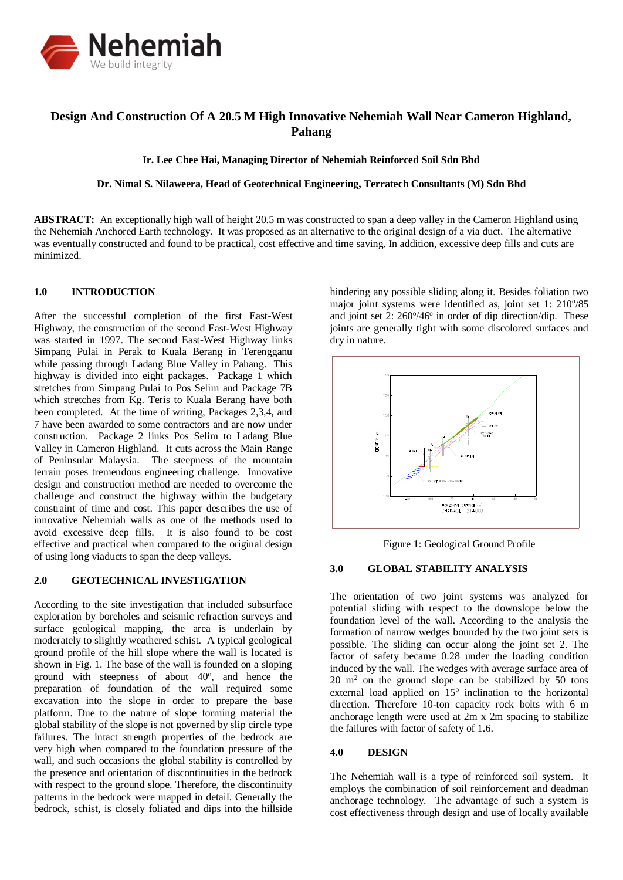# Design And Construction Of A 20.5 M High Innovative Nehemiah Wall Near Cameron Highland, Pahang

**Ir. Lee Chee Hai, Managing Director of Nehemiah Reinforced Soil Sdn Bhd**

**Dr. Nimal S. Nilaweera, Head of Geotechnical Engineering, Terratech Consultants (M) Sdn Bhd**

**ABSTRACT:** An exceptionally high wall of height 20.5 m was constructed to span a deep valley in the Cameron Highland using the Nehemiah Anchored Earth technology. It was proposed as an alternative to the original design of a via duct. The alternative was eventually constructed and found to be practical, cost effective and time saving. In addition, excessive deep fills and cuts are minimized.

## 1.0 INTRODUCTION

After the successful completion of the first East-West Highway, the construction of the second East-West Highway was started in 1997. The second East-West Highway links Simpang Pulai in Perak to Kuala Berang in Terengganu while passing through Ladang Blue Valley in Pahang. This highway is divided into eight packages. Package 1 which stretches from Simpang Pulai to Pos Selim and Package 7B which stretches from Kg. Teris to Kuala Berang have both been completed. At the time of writing, Packages 2,3,4, and 7 have been awarded to some contractors and are now under construction. Package 2 links Pos Selim to Ladang Blue Valley in Cameron Highland. It cuts across the Main Range of Peninsular Malaysia. The steepness of the mountain terrain poses tremendous engineering challenge. Innovative design and construction method are needed to overcome the challenge and construct the highway within the budgetary constraint of time and cost. This paper describes the use of innovative Nehemiah walls as one of the methods used to avoid excessive deep fills. It is also found to be cost effective and practical when compared to the original design of using long viaducts to span the deep valleys.

## 2.0 GEOTECHNICAL INVESTIGATION

According to the site investigation that included subsurface exploration by boreholes and seismic refraction surveys and surface geological mapping, the area is underlain by moderately to slightly weathered schist. A typical geological ground profile of the hill slope where the wall is located is shown in Fig. 1. The base of the wall is founded on a sloping ground with steepness of about 40$^{o}$, and hence the preparation of foundation of the wall required some excavation into the slope in order to prepare the base platform. Due to the nature of slope forming material the global stability of the slope is not governed by slip circle type failures. The intact strength properties of the bedrock are very high when compared to the foundation pressure of the wall, and such occasions the global stability is controlled by the presence and orientation of discontinuities in the bedrock with respect to the ground slope. Therefore, the discontinuity patterns in the bedrock were mapped in detail. Generally the bedrock, schist, is closely foliated and dips into the hillside hindering any possible sliding along it. Besides foliation two major joint systems were identified as, joint set 1: 210$^{o}$/85 and joint set 2: 260$^{o}$/46$^{o}$ in order of dip direction/dip. These joints are generally tight with some discolored surfaces and dry in nature.

Figure 1: Geological Ground Profile

## 3.0 GLOBAL STABILITY ANALYSIS

The orientation of two joint systems was analyzed for potential sliding with respect to the downslope below the foundation level of the wall. According to the analysis the formation of narrow wedges bounded by the two joint sets is possible. The sliding can occur along the joint set 2. The factor of safety became 0.28 under the loading condition induced by the wall. The wedges with average surface area of 20 m$^{2}$ on the ground slope can be stabilized by 50 tons external load applied on 15$^{o}$ inclination to the horizontal direction. Therefore 10-ton capacity rock bolts with 6 m anchorage length were used at 2m x 2m spacing to stabilize the failures with factor of safety of 1.6.

## 4.0 DESIGN

The Nehemiah wall is a type of reinforced soil system. It employs the combination of soil reinforcement and deadman anchorage technology. The advantage of such a system is cost effectiveness through design and use of locally available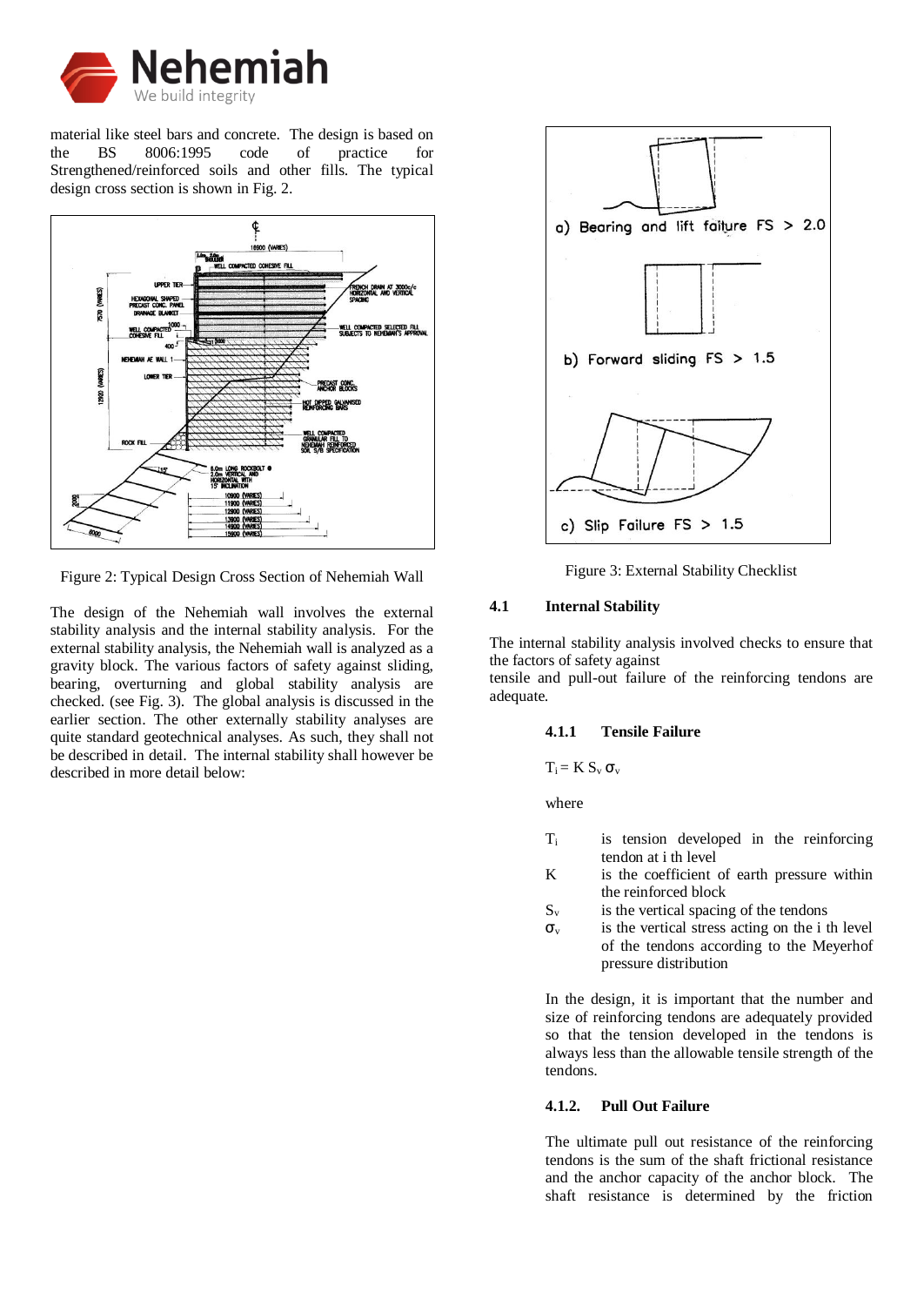material like steel bars and concrete. The design is based on the BS 8006:1995 code of practice for Strengthened/reinforced soils and other fills. The typical design cross section is shown in Fig. 2.

Figure 2: Typical Design Cross Section of Nehemiah Wall

The design of the Nehemiah wall involves the external stability analysis and the internal stability analysis. For the external stability analysis, the Nehemiah wall is analyzed as a gravity block. The various factors of safety against sliding, bearing, overturning and global stability analysis are checked. (see Fig. 3). The global analysis is discussed in the earlier section. The other externally stability analyses are quite standard geotechnical analyses. As such, they shall not be described in detail. The internal stability shall however be described in more detail below:

Figure 3: External Stability Checklist

## 4.1 Internal Stability

The internal stability analysis involved checks to ensure that the factors of safety against
tensile and pull-out failure of the reinforcing tendons are adequate.

### 4.1.1 Tensile Failure

$T_i = K \, S_v \, \sigma_v$

where

- $T_i$ is tension developed in the reinforcing tendon at i th level
- $K$ is the coefficient of earth pressure within the reinforced block
- $S_v$ is the vertical spacing of the tendons
- $\sigma_v$ is the vertical stress acting on the i th level of the tendons according to the Meyerhof pressure distribution

In the design, it is important that the number and size of reinforcing tendons are adequately provided so that the tension developed in the tendons is always less than the allowable tensile strength of the tendons.

### 4.1.2. Pull Out Failure

The ultimate pull out resistance of the reinforcing tendons is the sum of the shaft frictional resistance and the anchor capacity of the anchor block. The shaft resistance is determined by the friction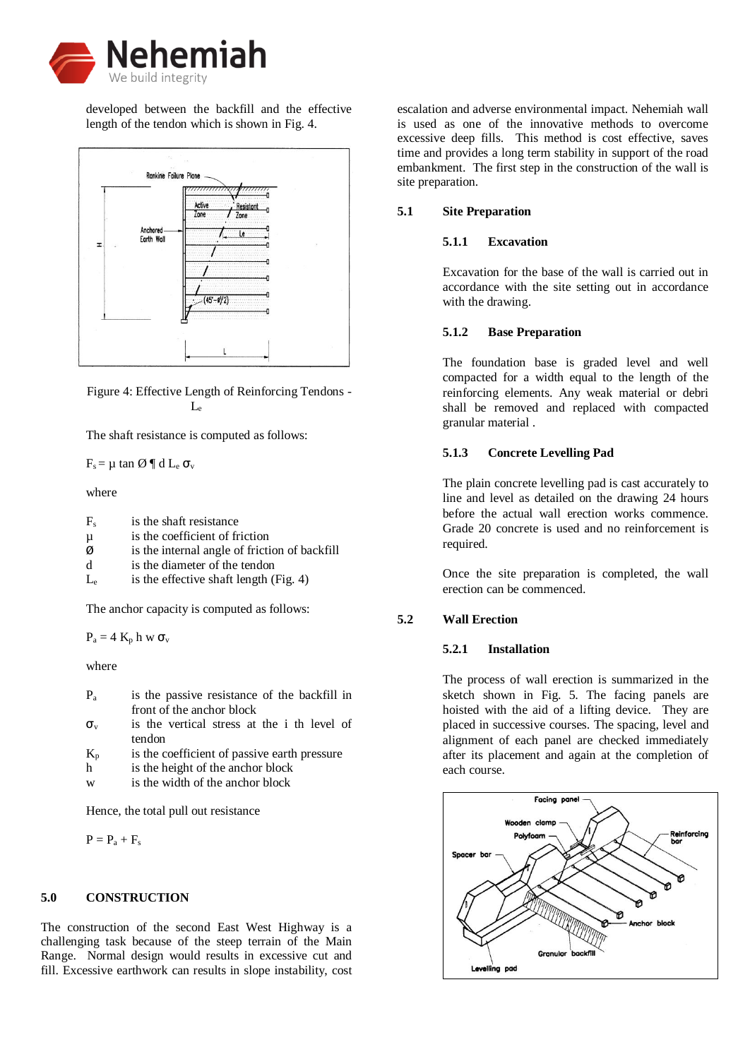developed between the backfill and the effective length of the tendon which is shown in Fig. 4.

Figure 4: Effective Length of Reinforcing Tendons - $L_e$

The shaft resistance is computed as follows:

$$F_s = \mu \tan \varnothing \, ¶ \, d \, L_e \, \sigma_v$$

where

- $F_s$ is the shaft resistance
- $\mu$ is the coefficient of friction
- $\varnothing$ is the internal angle of friction of backfill
- d is the diameter of the tendon
- $L_e$ is the effective shaft length (Fig. 4)

The anchor capacity is computed as follows:

$$P_a = 4 \, K_p \, h \, w \, \sigma_v$$

where

- $P_a$ is the passive resistance of the backfill in front of the anchor block
- $\sigma_v$ is the vertical stress at the i th level of tendon
- $K_p$ is the coefficient of passive earth pressure
- h is the height of the anchor block
- w is the width of the anchor block

Hence, the total pull out resistance

$$P = P_a + F_s$$

# 5.0 CONSTRUCTION

The construction of the second East West Highway is a challenging task because of the steep terrain of the Main Range. Normal design would results in excessive cut and fill. Excessive earthwork can results in slope instability, cost escalation and adverse environmental impact. Nehemiah wall is used as one of the innovative methods to overcome excessive deep fills. This method is cost effective, saves time and provides a long term stability in support of the road embankment. The first step in the construction of the wall is site preparation.

## 5.1 Site Preparation

### 5.1.1 Excavation

Excavation for the base of the wall is carried out in accordance with the site setting out in accordance with the drawing.

### 5.1.2 Base Preparation

The foundation base is graded level and well compacted for a width equal to the length of the reinforcing elements. Any weak material or debri shall be removed and replaced with compacted granular material .

### 5.1.3 Concrete Levelling Pad

The plain concrete levelling pad is cast accurately to line and level as detailed on the drawing 24 hours before the actual wall erection works commence. Grade 20 concrete is used and no reinforcement is required.

Once the site preparation is completed, the wall erection can be commenced.

## 5.2 Wall Erection

### 5.2.1 Installation

The process of wall erection is summarized in the sketch shown in Fig. 5. The facing panels are hoisted with the aid of a lifting device. They are placed in successive courses. The spacing, level and alignment of each panel are checked immediately after its placement and again at the completion of each course.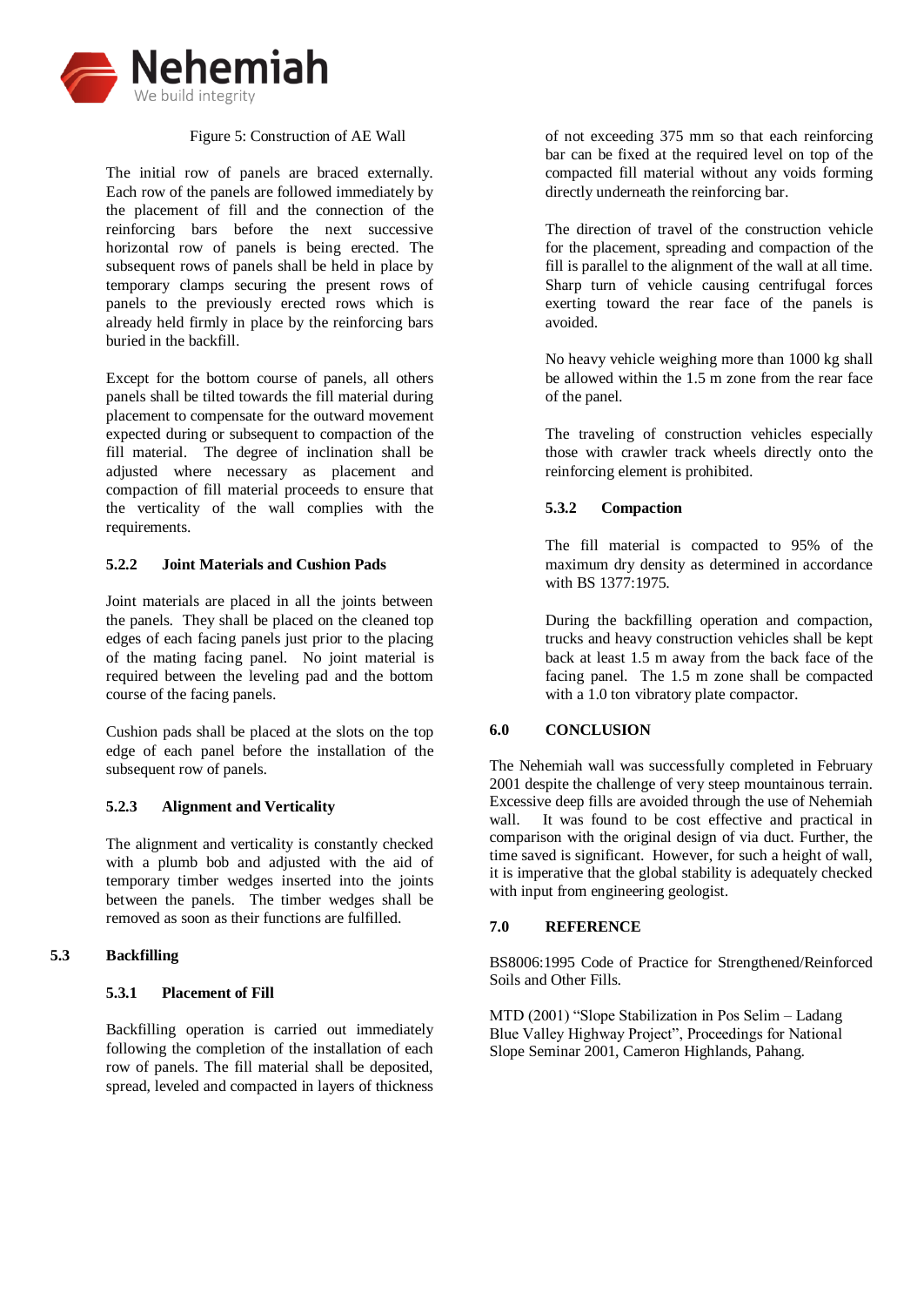Figure 5: Construction of AE Wall

The initial row of panels are braced externally. Each row of the panels are followed immediately by the placement of fill and the connection of the reinforcing bars before the next successive horizontal row of panels is being erected. The subsequent rows of panels shall be held in place by temporary clamps securing the present rows of panels to the previously erected rows which is already held firmly in place by the reinforcing bars buried in the backfill.

Except for the bottom course of panels, all others panels shall be tilted towards the fill material during placement to compensate for the outward movement expected during or subsequent to compaction of the fill material. The degree of inclination shall be adjusted where necessary as placement and compaction of fill material proceeds to ensure that the verticality of the wall complies with the requirements.

#### 5.2.2 Joint Materials and Cushion Pads

Joint materials are placed in all the joints between the panels. They shall be placed on the cleaned top edges of each facing panels just prior to the placing of the mating facing panel. No joint material is required between the leveling pad and the bottom course of the facing panels.

Cushion pads shall be placed at the slots on the top edge of each panel before the installation of the subsequent row of panels.

#### 5.2.3 Alignment and Verticality

The alignment and verticality is constantly checked with a plumb bob and adjusted with the aid of temporary timber wedges inserted into the joints between the panels. The timber wedges shall be removed as soon as their functions are fulfilled.

### 5.3 Backfilling

#### 5.3.1 Placement of Fill

Backfilling operation is carried out immediately following the completion of the installation of each row of panels. The fill material shall be deposited, spread, leveled and compacted in layers of thickness of not exceeding 375 mm so that each reinforcing bar can be fixed at the required level on top of the compacted fill material without any voids forming directly underneath the reinforcing bar.

The direction of travel of the construction vehicle for the placement, spreading and compaction of the fill is parallel to the alignment of the wall at all time. Sharp turn of vehicle causing centrifugal forces exerting toward the rear face of the panels is avoided.

No heavy vehicle weighing more than 1000 kg shall be allowed within the 1.5 m zone from the rear face of the panel.

The traveling of construction vehicles especially those with crawler track wheels directly onto the reinforcing element is prohibited.

#### 5.3.2 Compaction

The fill material is compacted to 95% of the maximum dry density as determined in accordance with BS 1377:1975.

During the backfilling operation and compaction, trucks and heavy construction vehicles shall be kept back at least 1.5 m away from the back face of the facing panel. The 1.5 m zone shall be compacted with a 1.0 ton vibratory plate compactor.

## 6.0 CONCLUSION

The Nehemiah wall was successfully completed in February 2001 despite the challenge of very steep mountainous terrain. Excessive deep fills are avoided through the use of Nehemiah wall. It was found to be cost effective and practical in comparison with the original design of via duct. Further, the time saved is significant. However, for such a height of wall, it is imperative that the global stability is adequately checked with input from engineering geologist.

## 7.0 REFERENCE

BS8006:1995 Code of Practice for Strengthened/Reinforced Soils and Other Fills.

MTD (2001) "Slope Stabilization in Pos Selim – Ladang Blue Valley Highway Project", Proceedings for National Slope Seminar 2001, Cameron Highlands, Pahang.